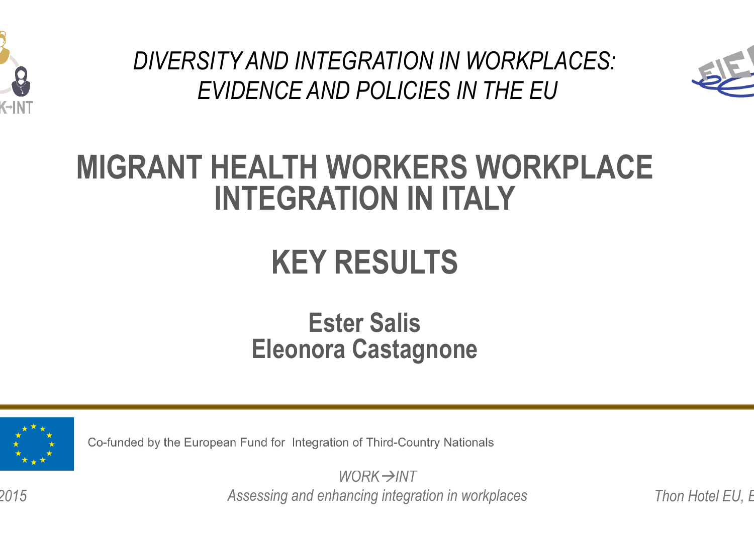*DIVERSITY AND INTEGRATION IN WORKPLACES: EVIDENCE AND POLICIES IN THE EU*

# MIGRANT HEALTH WORKERS WORKPLACE INTEGRATION IN ITALY

# KEY RESULTS

**Ester Salis**
**Eleonora Castagnone**

Co-funded by the European Fund for Integration of Third-Country Nationals

*WORK→INT*
*Assessing and enhancing integration in workplaces*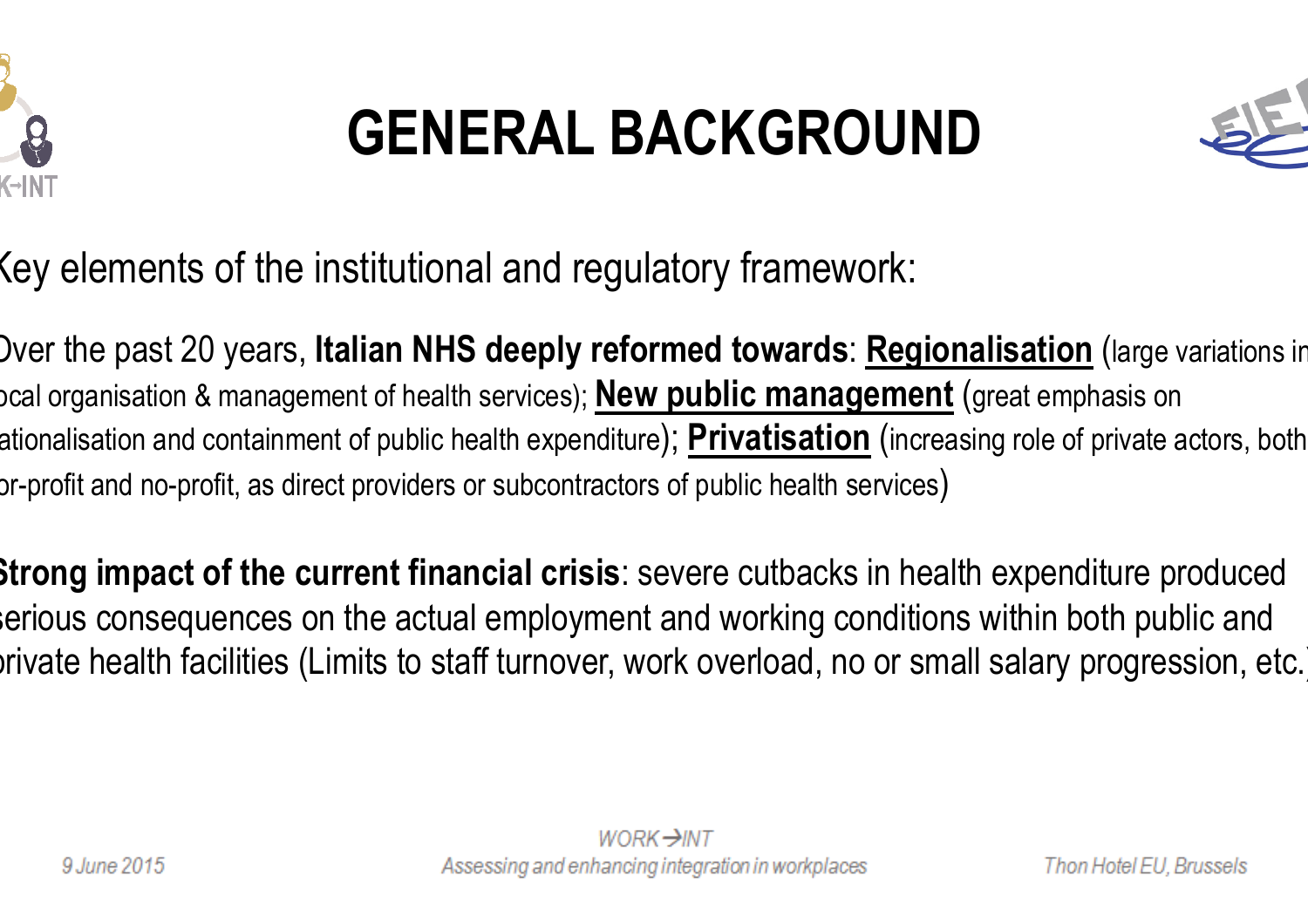# GENERAL BACKGROUND

Key elements of the institutional and regulatory framework:

- Over the past 20 years, **Italian NHS deeply reformed towards**: **Regionalisation** (large variations in local organisation & management of health services); **New public management** (great emphasis on rationalisation and containment of public health expenditure); **Privatisation** (increasing role of private actors, both for-profit and no-profit, as direct providers or subcontractors of public health services)

- **Strong impact of the current financial crisis**: severe cutbacks in health expenditure produced serious consequences on the actual employment and working conditions within both public and private health facilities (Limits to staff turnover, work overload, no or small salary progression, etc.)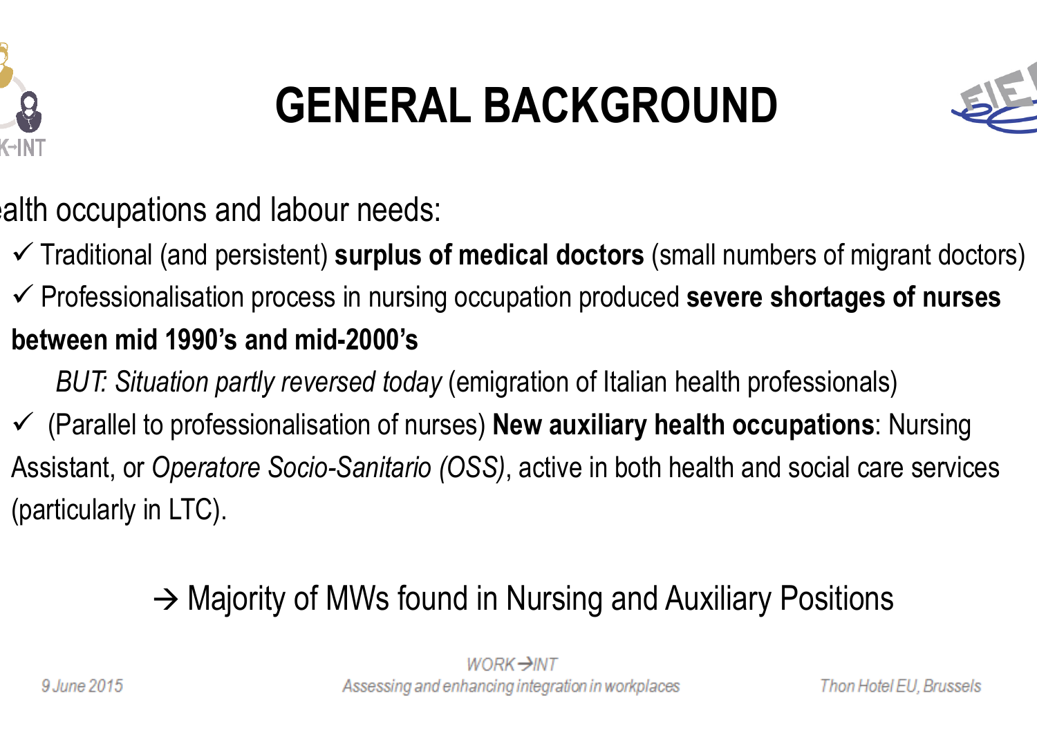# GENERAL BACKGROUND

ealth occupations and labour needs:

- ✓ Traditional (and persistent) **surplus of medical doctors** (small numbers of migrant doctors)
- ✓ Professionalisation process in nursing occupation produced **severe shortages of nurses between mid 1990's and mid-2000's**

  *BUT: Situation partly reversed today* (emigration of Italian health professionals)
- ✓ (Parallel to professionalisation of nurses) **New auxiliary health occupations**: Nursing Assistant, or *Operatore Socio-Sanitario (OSS)*, active in both health and social care services (particularly in LTC).

→ Majority of MWs found in Nursing and Auxiliary Positions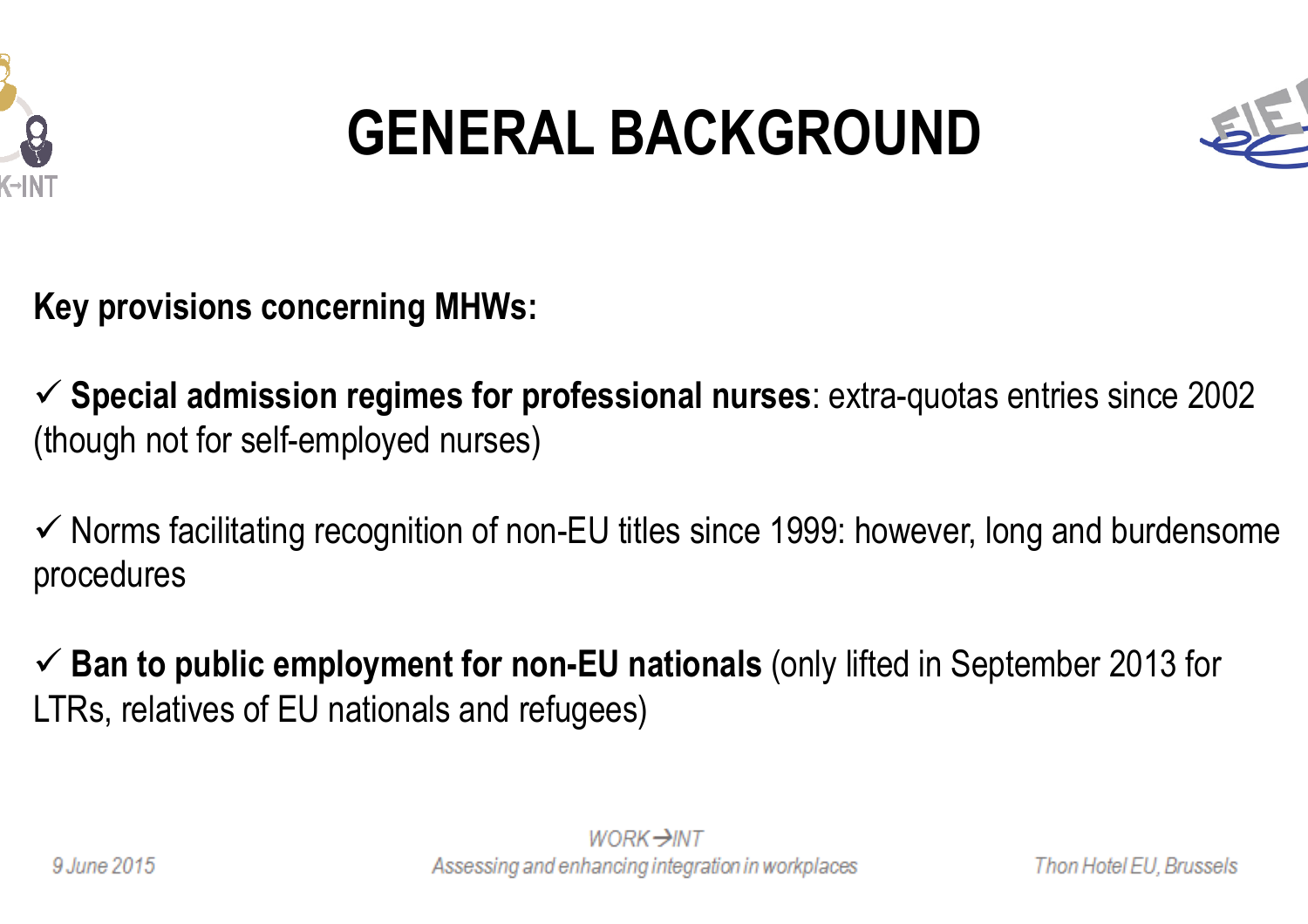# GENERAL BACKGROUND

**Key provisions concerning MHWs:**

✓ **Special admission regimes for professional nurses**: extra-quotas entries since 2002 (though not for self-employed nurses)

✓ Norms facilitating recognition of non-EU titles since 1999: however, long and burdensome procedures

✓ **Ban to public employment for non-EU nationals** (only lifted in September 2013 for LTRs, relatives of EU nationals and refugees)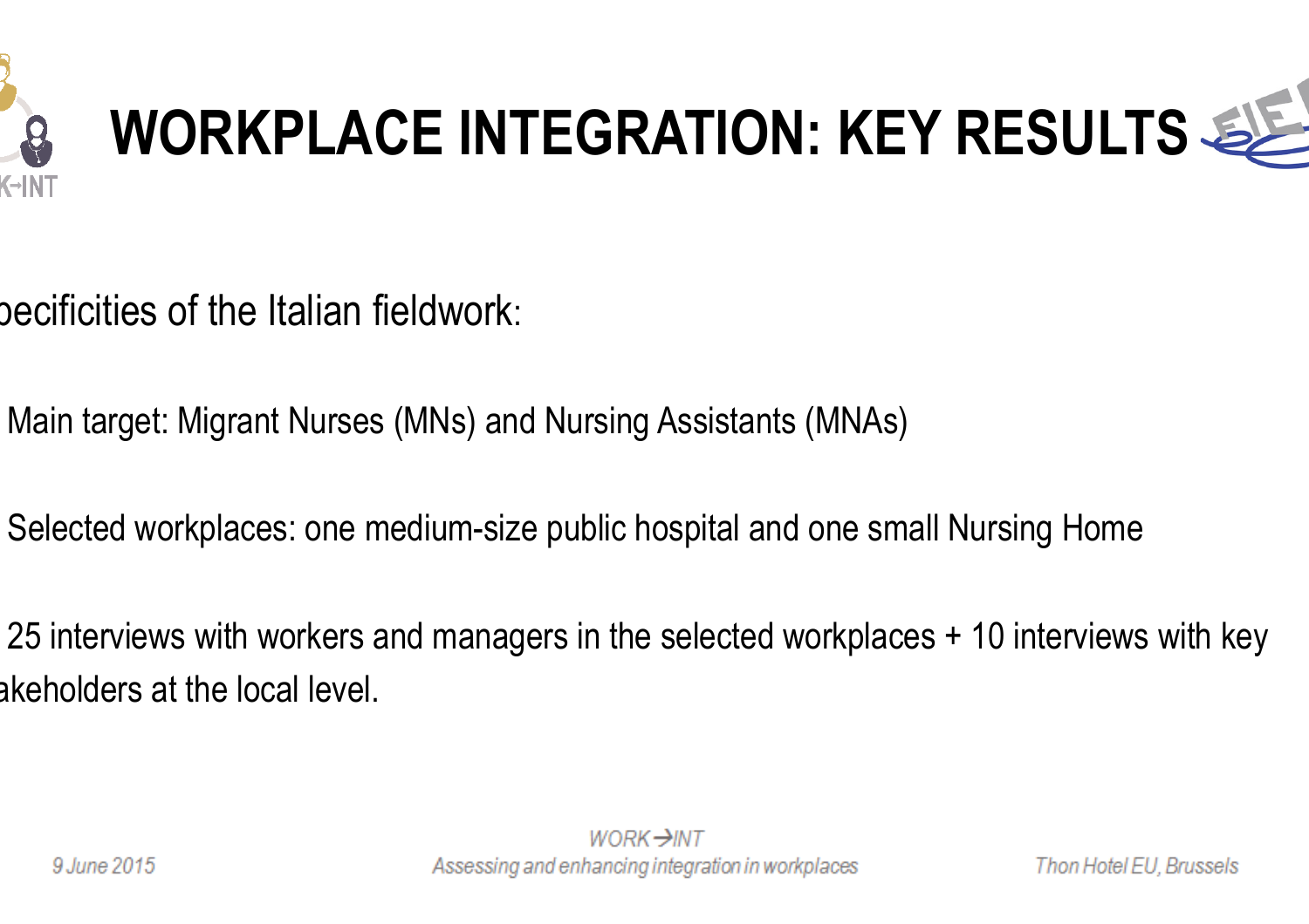# WORKPLACE INTEGRATION: KEY RESULTS

pecificities of the Italian fieldwork:

- Main target: Migrant Nurses (MNs) and Nursing Assistants (MNAs)
- Selected workplaces: one medium-size public hospital and one small Nursing Home
- 25 interviews with workers and managers in the selected workplaces + 10 interviews with key akeholders at the local level.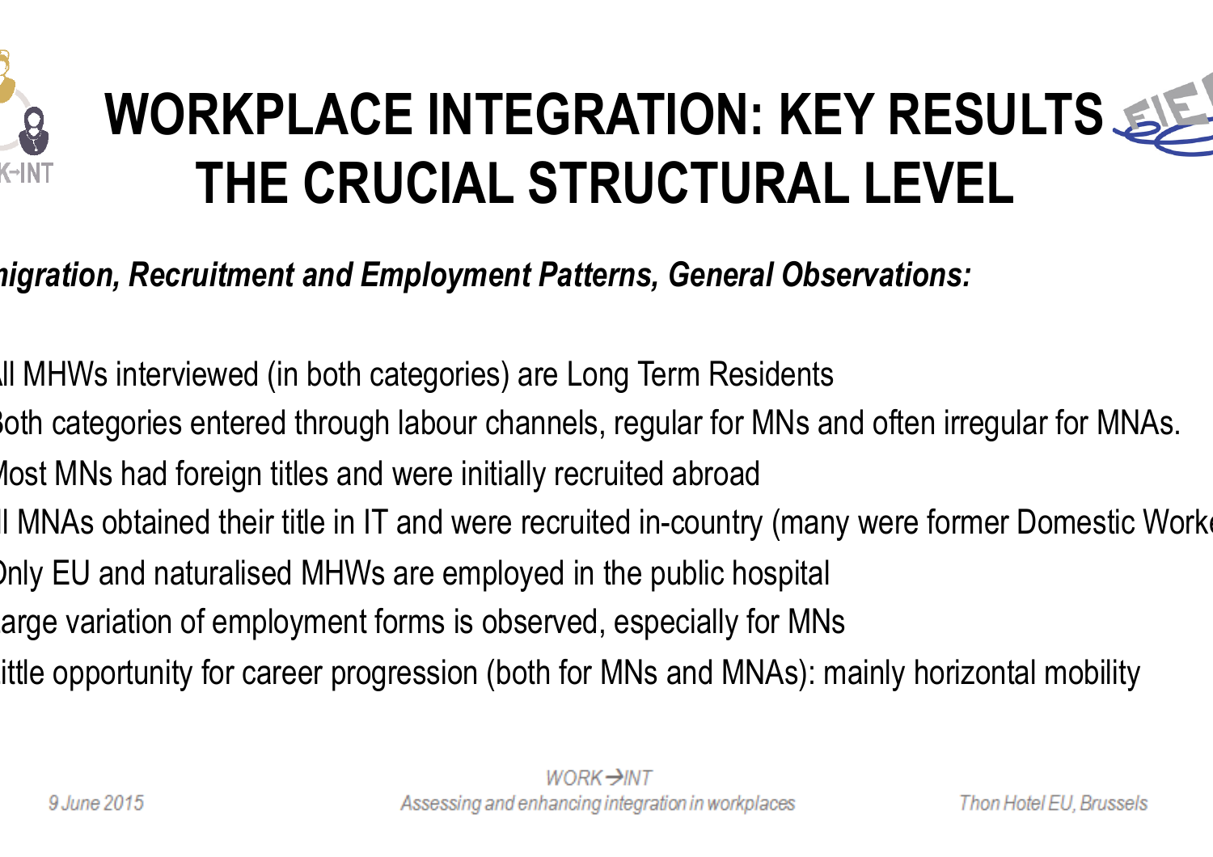# WORKPLACE INTEGRATION: KEY RESULTS THE CRUCIAL STRUCTURAL LEVEL

***nigration, Recruitment and Employment Patterns, General Observations:***

- ll MHWs interviewed (in both categories) are Long Term Residents
- Both categories entered through labour channels, regular for MNs and often irregular for MNAs.
- Most MNs had foreign titles and were initially recruited abroad
- l MNAs obtained their title in IT and were recruited in-country (many were former Domestic Worke
- Only EU and naturalised MHWs are employed in the public hospital
- arge variation of employment forms is observed, especially for MNs
- ittle opportunity for career progression (both for MNs and MNAs): mainly horizontal mobility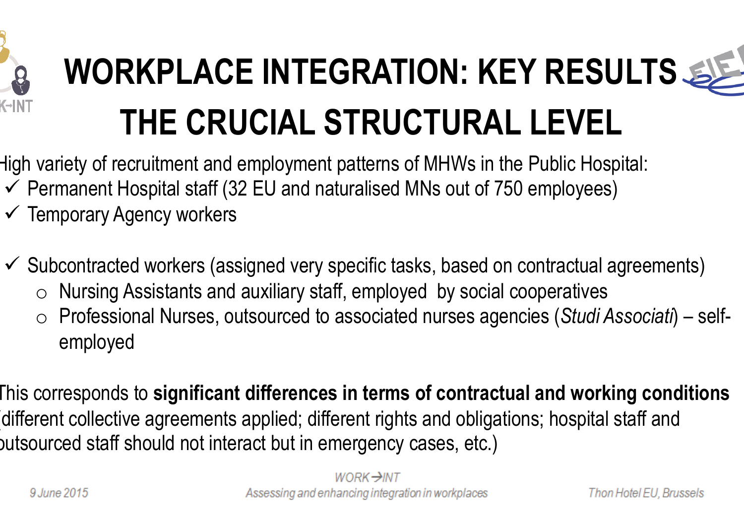# WORKPLACE INTEGRATION: KEY RESULTS

## THE CRUCIAL STRUCTURAL LEVEL

High variety of recruitment and employment patterns of MHWs in the Public Hospital:

- ✓ Permanent Hospital staff (32 EU and naturalised MNs out of 750 employees)
- ✓ Temporary Agency workers
- ✓ Subcontracted workers (assigned very specific tasks, based on contractual agreements)
  - Nursing Assistants and auxiliary staff, employed by social cooperatives
  - Professional Nurses, outsourced to associated nurses agencies (*Studi Associati*) – self-employed

This corresponds to **significant differences in terms of contractual and working conditions** (different collective agreements applied; different rights and obligations; hospital staff and outsourced staff should not interact but in emergency cases, etc.)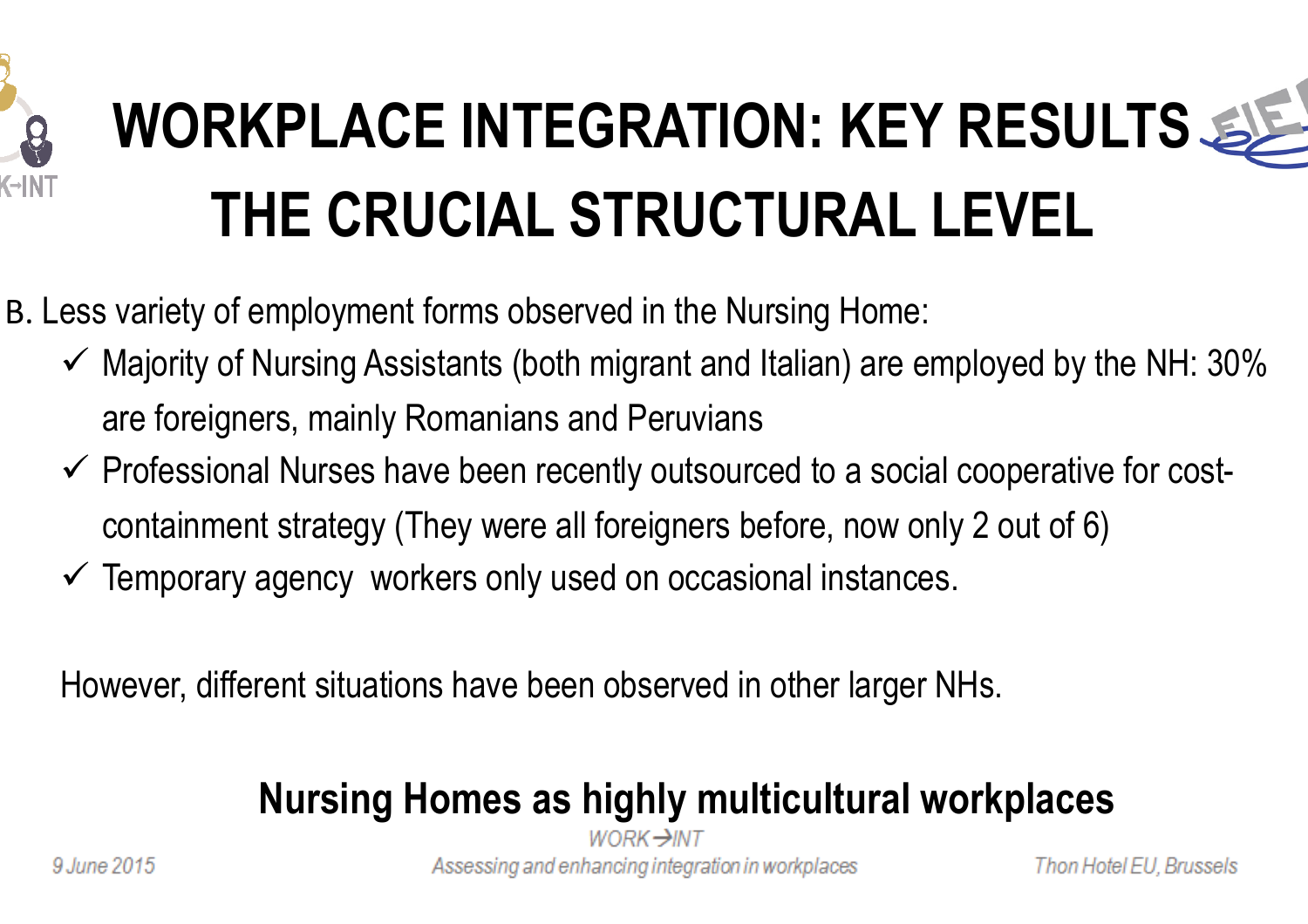# WORKPLACE INTEGRATION: KEY RESULTS THE CRUCIAL STRUCTURAL LEVEL

B. Less variety of employment forms observed in the Nursing Home:

- ✓ Majority of Nursing Assistants (both migrant and Italian) are employed by the NH: 30% are foreigners, mainly Romanians and Peruvians
- ✓ Professional Nurses have been recently outsourced to a social cooperative for cost-containment strategy (They were all foreigners before, now only 2 out of 6)
- ✓ Temporary agency workers only used on occasional instances.

However, different situations have been observed in other larger NHs.

**Nursing Homes as highly multicultural workplaces**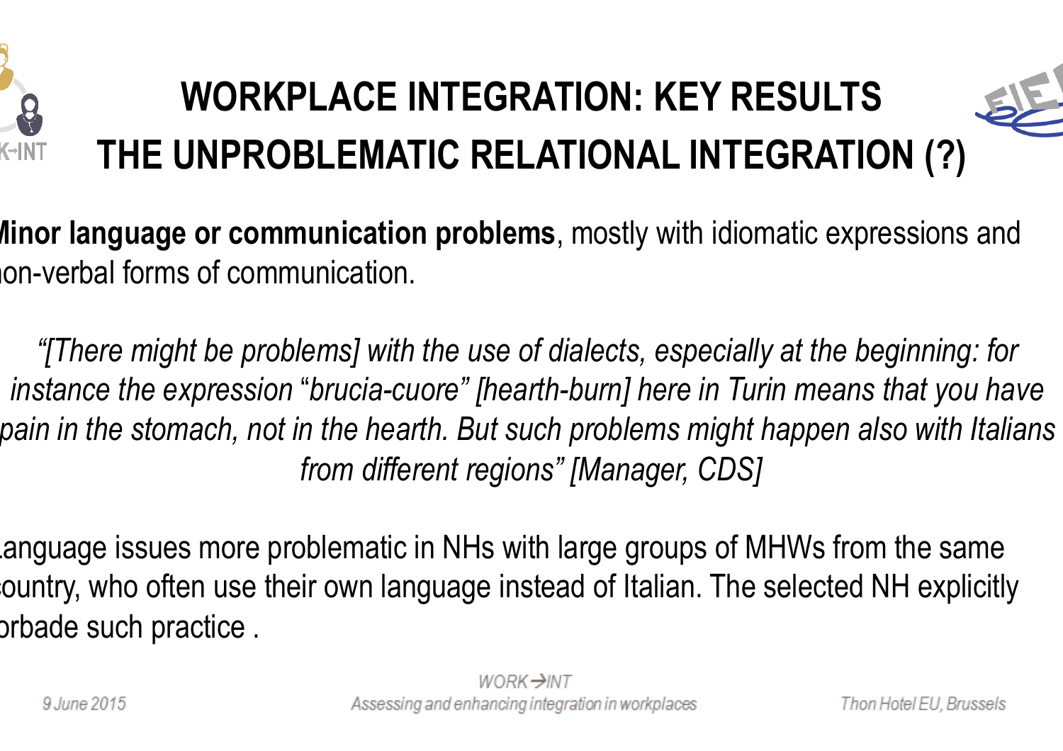# WORKPLACE INTEGRATION: KEY RESULTS
# THE UNPROBLEMATIC RELATIONAL INTEGRATION (?)

**Minor language or communication problems**, mostly with idiomatic expressions and non-verbal forms of communication.

*"[There might be problems] with the use of dialects, especially at the beginning: for instance the expression "brucia-cuore" [hearth-burn] here in Turin means that you have pain in the stomach, not in the hearth. But such problems might happen also with Italians from different regions" [Manager, CDS]*

Language issues more problematic in NHs with large groups of MHWs from the same country, who often use their own language instead of Italian. The selected NH explicitly forbade such practice .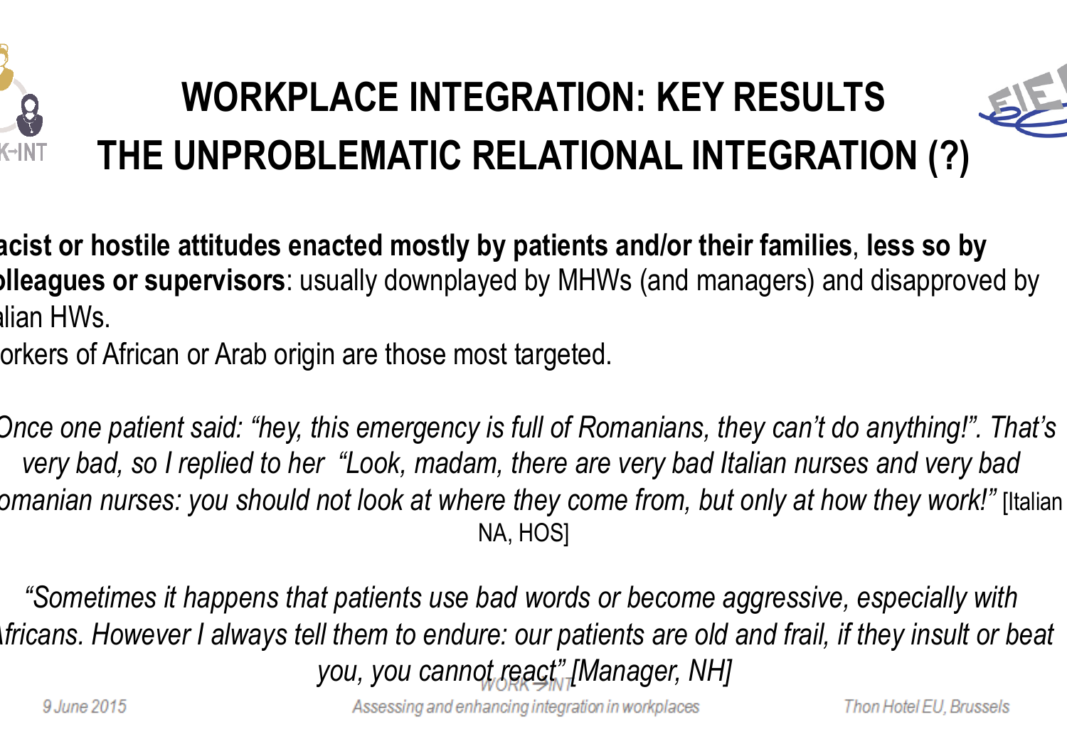# WORKPLACE INTEGRATION: KEY RESULTS

## THE UNPROBLEMATIC RELATIONAL INTEGRATION (?)

**acist or hostile attitudes enacted mostly by patients and/or their families**, **less so by olleagues or supervisors**: usually downplayed by MHWs (and managers) and disapproved by alian HWs.

orkers of African or Arab origin are those most targeted.

*Once one patient said: "hey, this emergency is full of Romanians, they can't do anything!". That's very bad, so I replied to her "Look, madam, there are very bad Italian nurses and very bad omanian nurses: you should not look at where they come from, but only at how they work!"* [Italian NA, HOS]

*"Sometimes it happens that patients use bad words or become aggressive, especially with Africans. However I always tell them to endure: our patients are old and frail, if they insult or beat you, you cannot react" [Manager, NH]*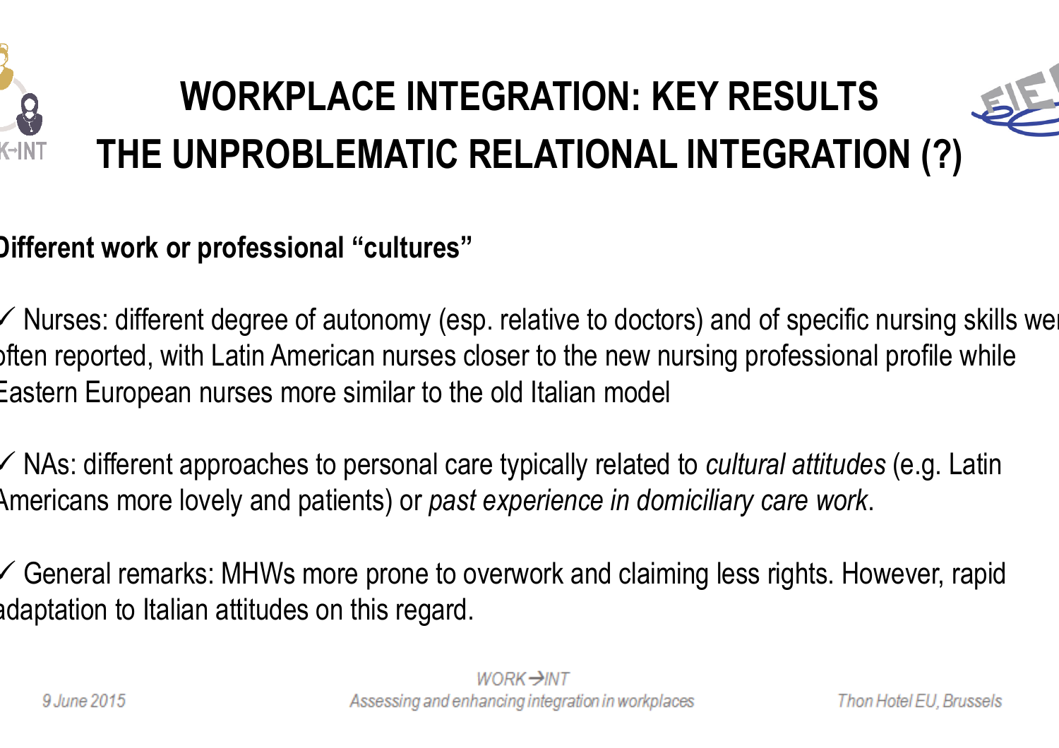# WORKPLACE INTEGRATION: KEY RESULTS
# THE UNPROBLEMATIC RELATIONAL INTEGRATION (?)

**Different work or professional "cultures"**

✓ Nurses: different degree of autonomy (esp. relative to doctors) and of specific nursing skills were often reported, with Latin American nurses closer to the new nursing professional profile while Eastern European nurses more similar to the old Italian model

✓ NAs: different approaches to personal care typically related to *cultural attitudes* (e.g. Latin Americans more lovely and patients) or *past experience in domiciliary care work*.

✓ General remarks: MHWs more prone to overwork and claiming less rights. However, rapid adaptation to Italian attitudes on this regard.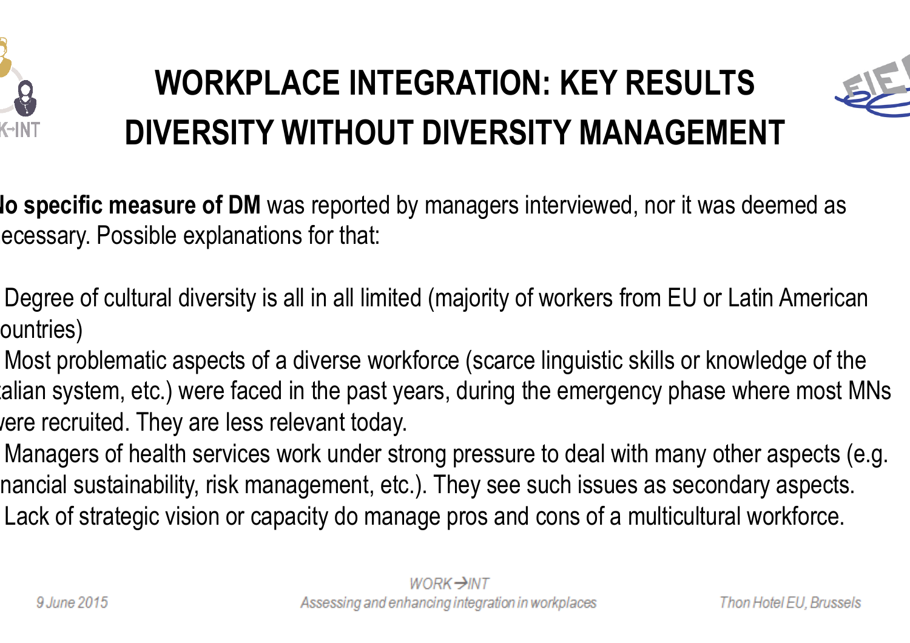# WORKPLACE INTEGRATION: KEY RESULTS
# DIVERSITY WITHOUT DIVERSITY MANAGEMENT

**No specific measure of DM** was reported by managers interviewed, nor it was deemed as necessary. Possible explanations for that:

- Degree of cultural diversity is all in all limited (majority of workers from EU or Latin American countries)
- Most problematic aspects of a diverse workforce (scarce linguistic skills or knowledge of the Italian system, etc.) were faced in the past years, during the emergency phase where most MNs were recruited. They are less relevant today.
- Managers of health services work under strong pressure to deal with many other aspects (e.g. financial sustainability, risk management, etc.). They see such issues as secondary aspects.
- Lack of strategic vision or capacity do manage pros and cons of a multicultural workforce.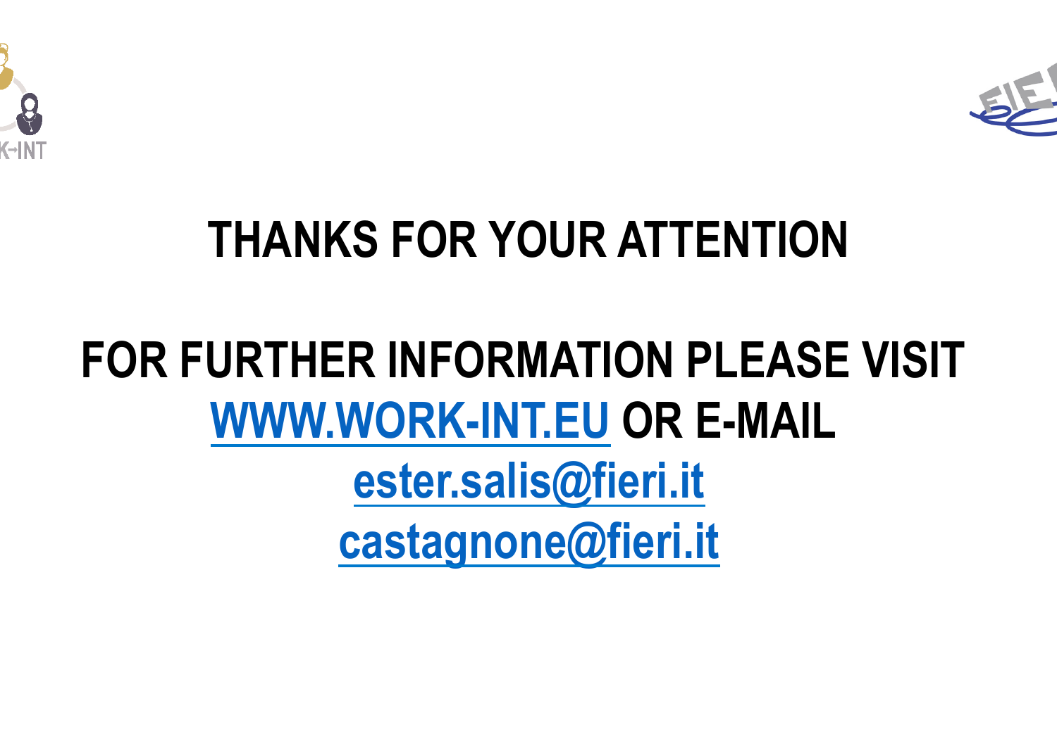**THANKS FOR YOUR ATTENTION**

**FOR FURTHER INFORMATION PLEASE VISIT [WWW.WORK-INT.EU](http://www.work-int.eu) OR E-MAIL**

**ester.salis@fieri.it**

**castagnone@fieri.it**